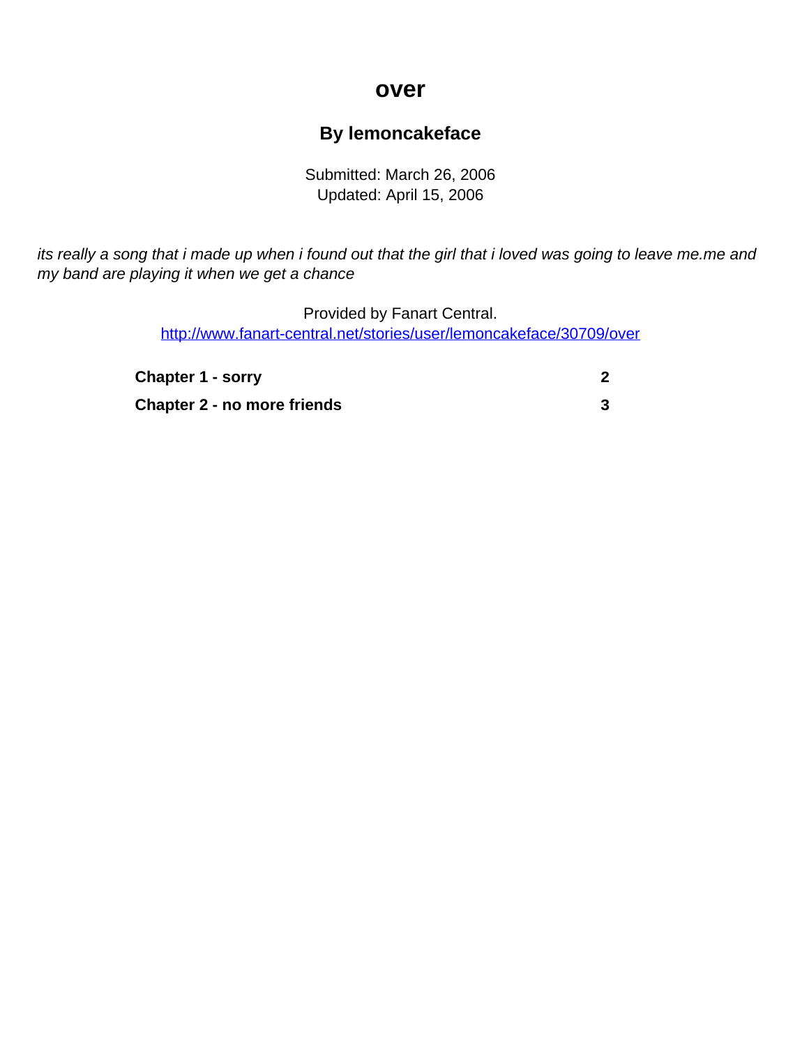# over

## By lemoncakeface

Submitted: March 26, 2006
Updated: April 15, 2006

*its really a song that i made up when i found out that the girl that i loved was going to leave me.me and my band are playing it when we get a chance*

Provided by Fanart Central.
http://www.fanart-central.net/stories/user/lemoncakeface/30709/over

| | |
|---|---|
| **Chapter 1 - sorry** | **2** |
| **Chapter 2 - no more friends** | **3** |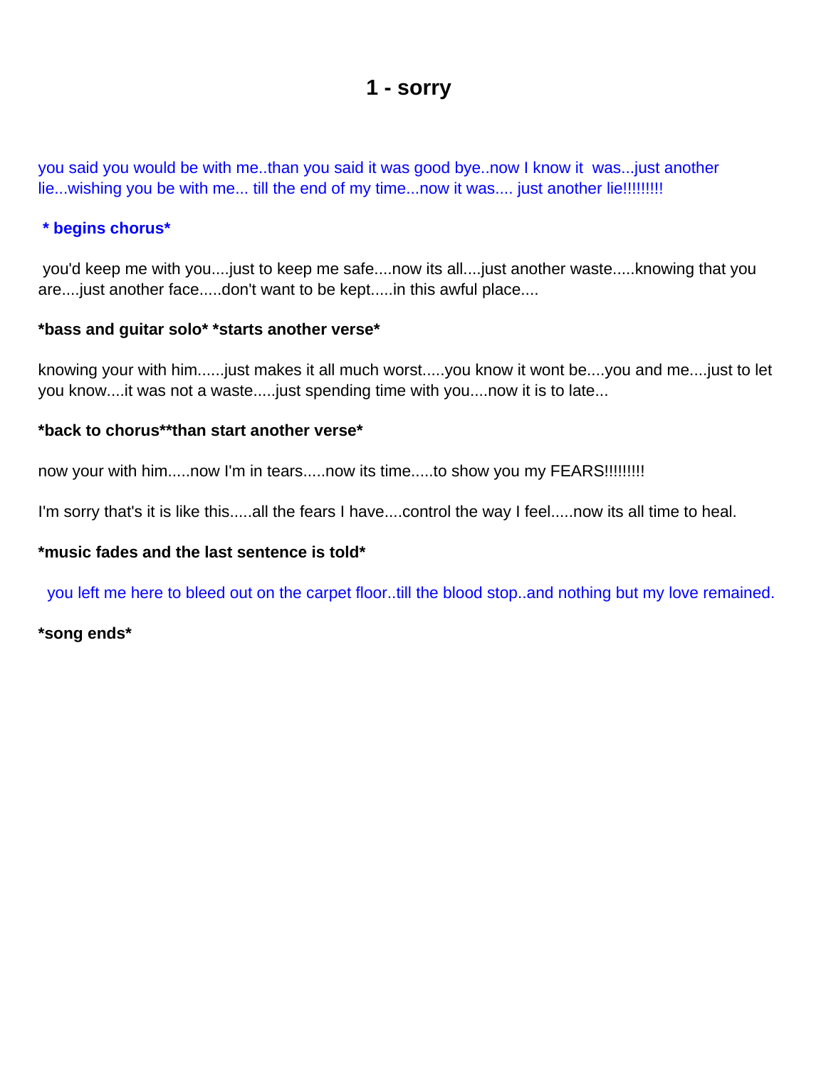# 1 - sorry

you said you would be with me..than you said it was good bye..now I know it was...just another lie...wishing you be with me... till the end of my time...now it was.... just another lie!!!!!!!!!

**\* begins chorus\***

you'd keep me with you....just to keep me safe....now its all....just another waste.....knowing that you are....just another face.....don't want to be kept.....in this awful place....

**\*bass and guitar solo\* \*starts another verse\***

knowing your with him......just makes it all much worst.....you know it wont be....you and me....just to let you know....it was not a waste.....just spending time with you....now it is to late...

**\*back to chorus\*\*than start another verse\***

now your with him.....now I'm in tears.....now its time.....to show you my FEARS!!!!!!!!!

I'm sorry that's it is like this.....all the fears I have....control the way I feel.....now its all time to heal.

**\*music fades and the last sentence is told\***

you left me here to bleed out on the carpet floor..till the blood stop..and nothing but my love remained.

**\*song ends\***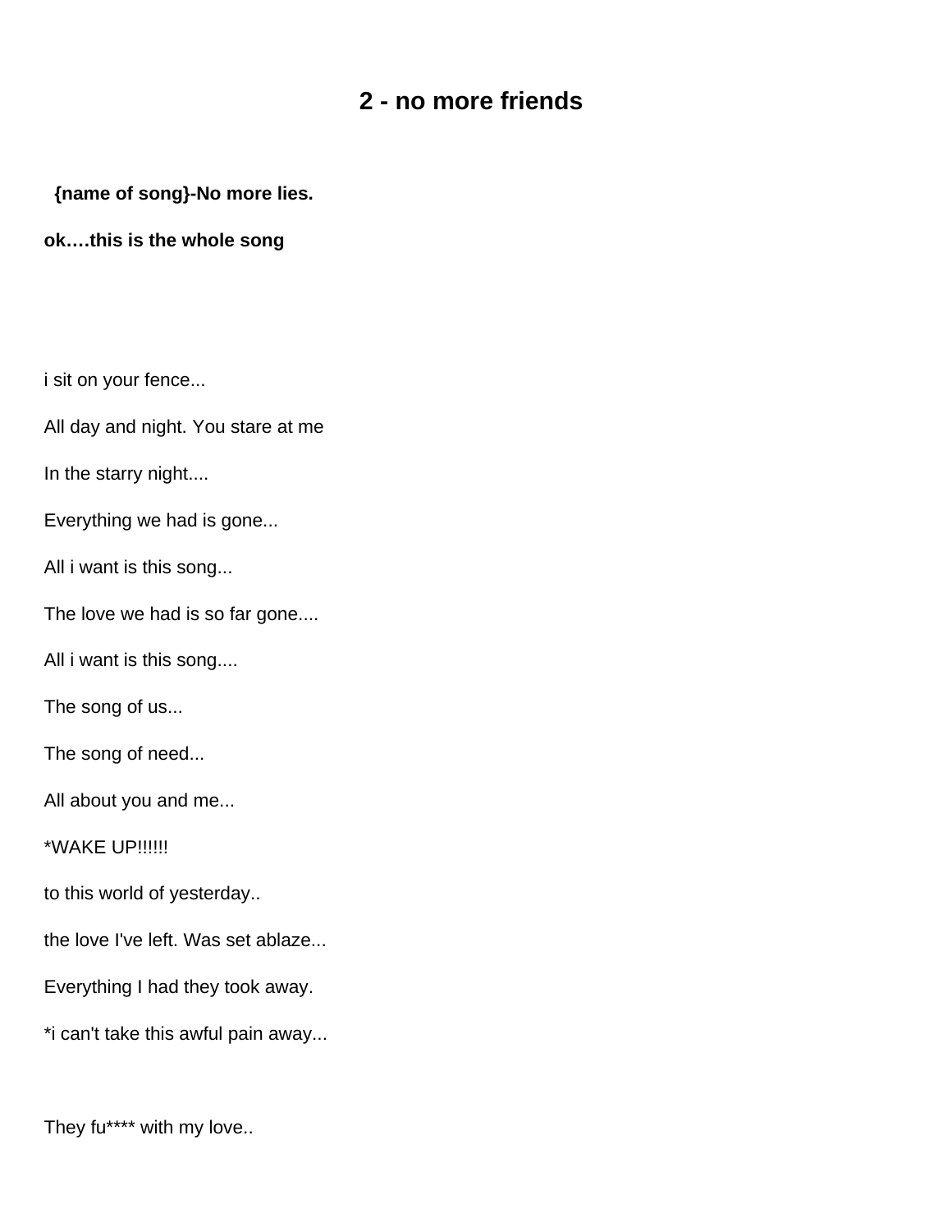## 2 - no more friends

**{name of song}-No more lies.**

**ok….this is the whole song**

i sit on your fence...

All day and night. You stare at me

In the starry night....

Everything we had is gone...

All i want is this song...

The love we had is so far gone....

All i want is this song....

The song of us...

The song of need...

All about you and me...

*WAKE UP!!!!!!

to this world of yesterday..

the love I've left. Was set ablaze...

Everything I had they took away.

*i can't take this awful pain away...

They fu**** with my love..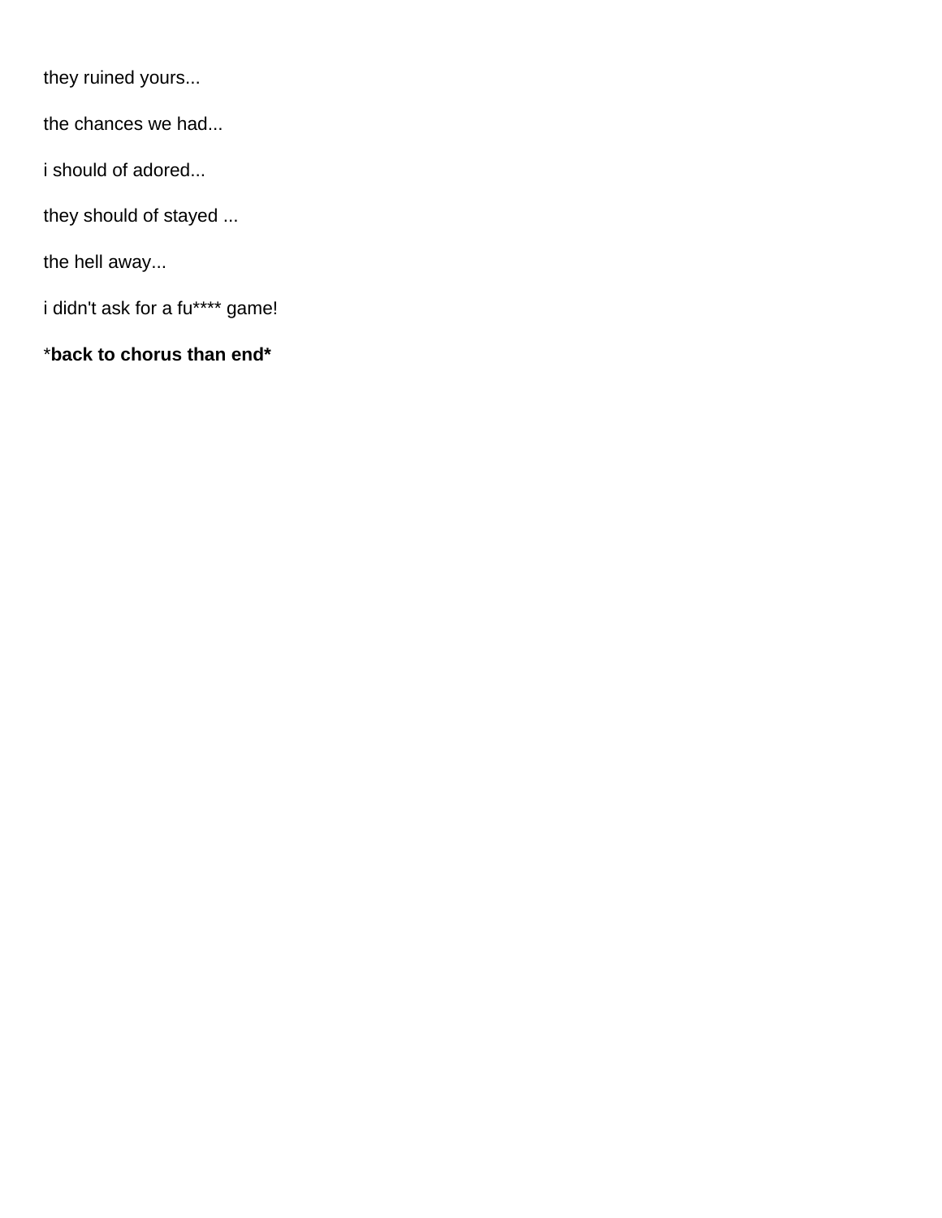they ruined yours...

the chances we had...

i should of adored...

they should of stayed ...

the hell away...

i didn't ask for a fu**** game!

***back to chorus than end***